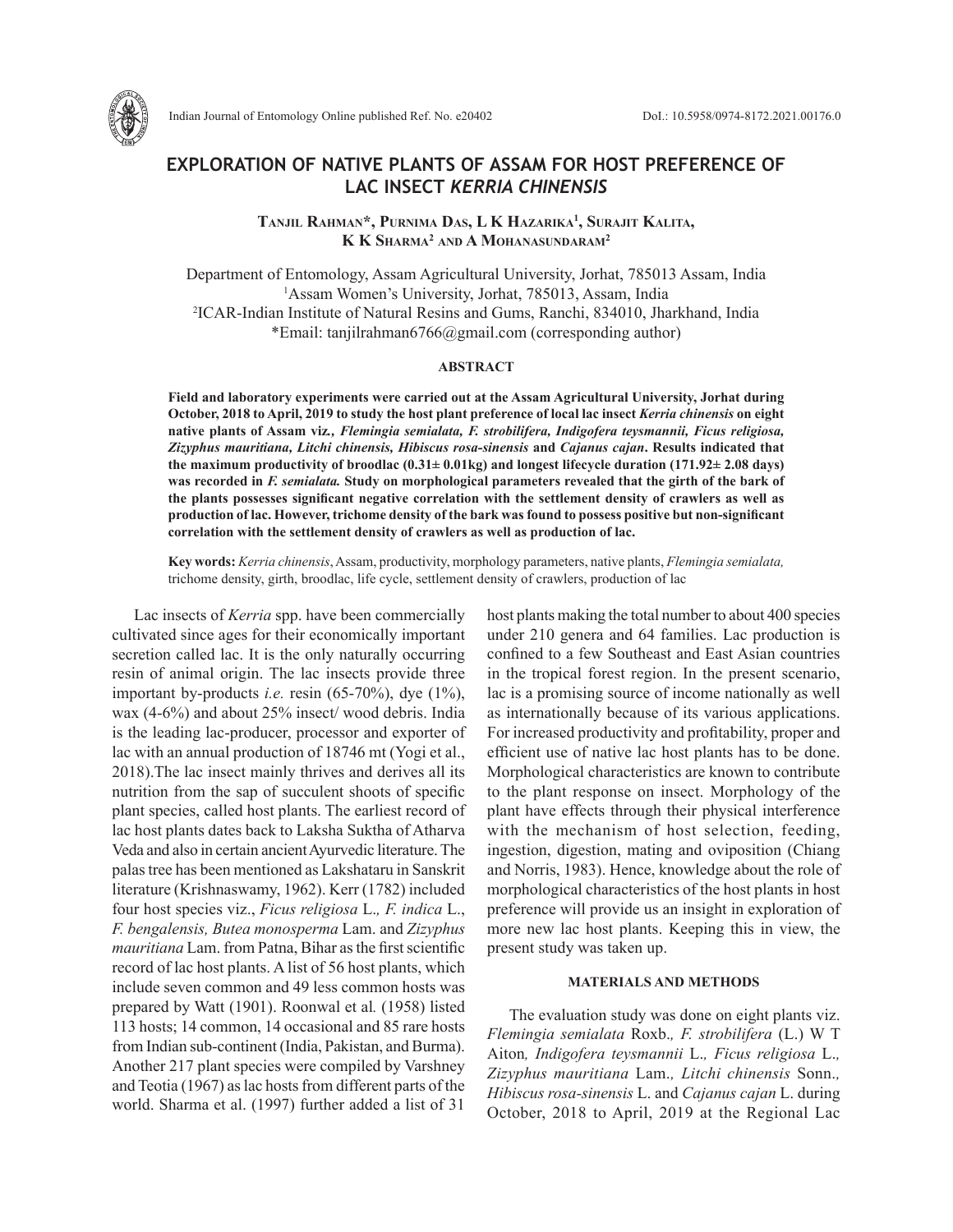Indian Journal of Entomology Online published Ref. No. e20402 DoI.: 10.5958/0974-8172.2021.00176.0

# EXPLORATION OF NATIVE PLANTS OF ASSAM FOR HOST PREFERENCE OF LAC INSECT *KERRIA CHINENSIS*

**Tanjil Rahman\*, Purnima Das, L K Hazarika[1], Surajit Kalita, K K Sharma[2] and A Mohanasundaram[2]**

Department of Entomology, Assam Agricultural University, Jorhat, 785013 Assam, India
[1]Assam Women's University, Jorhat, 785013, Assam, India
[2]ICAR-Indian Institute of Natural Resins and Gums, Ranchi, 834010, Jharkhand, India
\*Email: tanjilrahman6766@gmail.com (corresponding author)

## ABSTRACT

**Field and laboratory experiments were carried out at the Assam Agricultural University, Jorhat during October, 2018 to April, 2019 to study the host plant preference of local lac insect *Kerria chinensis* on eight native plants of Assam viz., *Flemingia semialata, F. strobilifera, Indigofera teysmannii, Ficus religiosa, Zizyphus mauritiana, Litchi chinensis, Hibiscus rosa-sinensis* and *Cajanus cajan*. Results indicated that the maximum productivity of broodlac (0.31± 0.01kg) and longest lifecycle duration (171.92± 2.08 days) was recorded in *F. semialata.* Study on morphological parameters revealed that the girth of the bark of the plants possesses significant negative correlation with the settlement density of crawlers as well as production of lac. However, trichome density of the bark was found to possess positive but non-significant correlation with the settlement density of crawlers as well as production of lac.**

**Key words:** *Kerria chinensis*, Assam, productivity, morphology parameters, native plants, *Flemingia semialata,* trichome density, girth, broodlac, life cycle, settlement density of crawlers, production of lac

Lac insects of *Kerria* spp. have been commercially cultivated since ages for their economically important secretion called lac. It is the only naturally occurring resin of animal origin. The lac insects provide three important by-products *i.e.* resin (65-70%), dye (1%), wax (4-6%) and about 25% insect/ wood debris. India is the leading lac-producer, processor and exporter of lac with an annual production of 18746 mt (Yogi et al., 2018).The lac insect mainly thrives and derives all its nutrition from the sap of succulent shoots of specific plant species, called host plants. The earliest record of lac host plants dates back to Laksha Suktha of Atharva Veda and also in certain ancient Ayurvedic literature. The palas tree has been mentioned as Lakshataru in Sanskrit literature (Krishnaswamy, 1962). Kerr (1782) included four host species viz., *Ficus religiosa* L.*, F. indica* L., *F. bengalensis, Butea monosperma* Lam. and *Zizyphus mauritiana* Lam. from Patna, Bihar as the first scientific record of lac host plants. A list of 56 host plants, which include seven common and 49 less common hosts was prepared by Watt (1901). Roonwal et al*.* (1958) listed 113 hosts; 14 common, 14 occasional and 85 rare hosts from Indian sub-continent (India, Pakistan, and Burma). Another 217 plant species were compiled by Varshney and Teotia (1967) as lac hosts from different parts of the world. Sharma et al. (1997) further added a list of 31 host plants making the total number to about 400 species under 210 genera and 64 families. Lac production is confined to a few Southeast and East Asian countries in the tropical forest region. In the present scenario, lac is a promising source of income nationally as well as internationally because of its various applications. For increased productivity and profitability, proper and efficient use of native lac host plants has to be done. Morphological characteristics are known to contribute to the plant response on insect. Morphology of the plant have effects through their physical interference with the mechanism of host selection, feeding, ingestion, digestion, mating and oviposition (Chiang and Norris, 1983). Hence, knowledge about the role of morphological characteristics of the host plants in host preference will provide us an insight in exploration of more new lac host plants. Keeping this in view, the present study was taken up.

## MATERIALS AND METHODS

The evaluation study was done on eight plants viz. *Flemingia semialata* Roxb.*, F. strobilifera* (L.) W T Aiton*, Indigofera teysmannii* L.*, Ficus religiosa* L.*, Zizyphus mauritiana* Lam.*, Litchi chinensis* Sonn.*, Hibiscus rosa-sinensis* L. and *Cajanus cajan* L. during October, 2018 to April, 2019 at the Regional Lac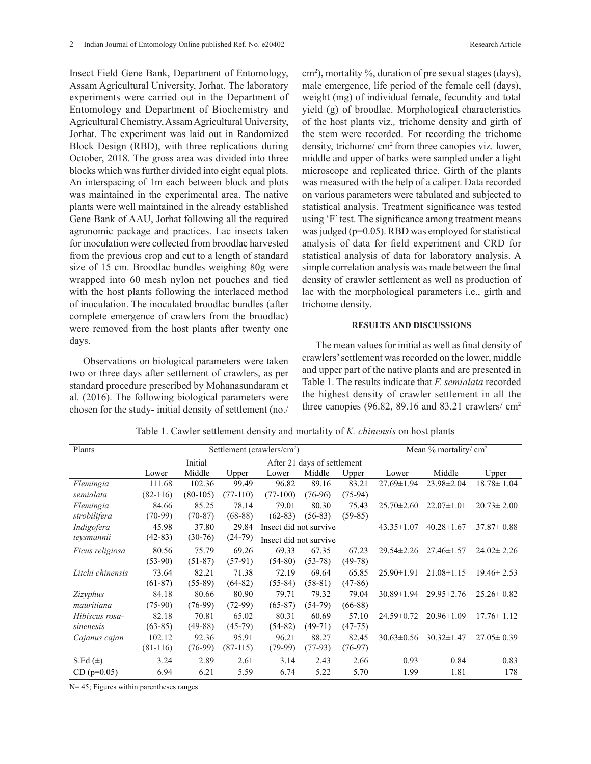Insect Field Gene Bank, Department of Entomology, Assam Agricultural University, Jorhat. The laboratory experiments were carried out in the Department of Entomology and Department of Biochemistry and Agricultural Chemistry, Assam Agricultural University, Jorhat. The experiment was laid out in Randomized Block Design (RBD), with three replications during October, 2018. The gross area was divided into three blocks which was further divided into eight equal plots. An interspacing of 1m each between block and plots was maintained in the experimental area. The native plants were well maintained in the already established Gene Bank of AAU, Jorhat following all the required agronomic package and practices. Lac insects taken for inoculation were collected from broodlac harvested from the previous crop and cut to a length of standard size of 15 cm. Broodlac bundles weighing 80g were wrapped into 60 mesh nylon net pouches and tied with the host plants following the interlaced method of inoculation. The inoculated broodlac bundles (after complete emergence of crawlers from the broodlac) were removed from the host plants after twenty one days.

Observations on biological parameters were taken two or three days after settlement of crawlers, as per standard procedure prescribed by Mohanasundaram et al. (2016). The following biological parameters were chosen for the study- initial density of settlement (no./cm$^2$)**,** mortality %, duration of pre sexual stages (days), male emergence, life period of the female cell (days), weight (mg) of individual female, fecundity and total yield (g) of broodlac. Morphological characteristics of the host plants viz*.,* trichome density and girth of the stem were recorded. For recording the trichome density, trichome/ cm$^2$ from three canopies viz*.* lower, middle and upper of barks were sampled under a light microscope and replicated thrice. Girth of the plants was measured with the help of a caliper. Data recorded on various parameters were tabulated and subjected to statistical analysis. Treatment significance was tested using 'F' test. The significance among treatment means was judged (p=0.05). RBD was employed for statistical analysis of data for field experiment and CRD for statistical analysis of data for laboratory analysis. A simple correlation analysis was made between the final density of crawler settlement as well as production of lac with the morphological parameters i.e., girth and trichome density.

## RESULTS AND DISCUSSIONS

The mean values for initial as well as final density of crawlers' settlement was recorded on the lower, middle and upper part of the native plants and are presented in Table 1. The results indicate that *F. semialata* recorded the highest density of crawler settlement in all the three canopies (96.82, 89.16 and 83.21 crawlers/ cm$^2$

Table 1. Cawler settlement density and mortality of *K. chinensis* on host plants

| Plants | Settlement (crawlers/cm$^2$) | | | | | | Mean % mortality/ cm$^2$ | | |
|---|---|---|---|---|---|---|---|---|---|
| | Initial | | | After 21 days of settlement | | | | | |
| | Lower | Middle | Upper | Lower | Middle | Upper | Lower | Middle | Upper |
| *Flemingia semialata* | 111.68 (82-116) | 102.36 (80-105) | 99.49 (77-110) | 96.82 (77-100) | 89.16 (76-96) | 83.21 (75-94) | 27.69±1.94 | 23.98±2.04 | 18.78± 1.04 |
| *Flemingia strobilifera* | 84.66 (70-99) | 85.25 (70-87) | 78.14 (68-88) | 79.01 (62-83) | 80.30 (56-83) | 75.43 (59-85) | 25.70±2.60 | 22.07±1.01 | 20.73± 2.00 |
| *Indigofera teysmannii* | 45.98 (42-83) | 37.80 (30-76) | 29.84 (24-79) | Insect did not survive Insect did not survive | | | 43.35±1.07 | 40.28±1.67 | 37.87± 0.88 |
| *Ficus religiosa* | 80.56 (53-90) | 75.79 (51-87) | 69.26 (57-91) | 69.33 (54-80) | 67.35 (53-78) | 67.23 (49-78) | 29.54±2.26 | 27.46±1.57 | 24.02± 2.26 |
| *Litchi chinensis* | 73.64 (61-87) | 82.21 (55-89) | 71.38 (64-82) | 72.19 (55-84) | 69.64 (58-81) | 65.85 (47-86) | 25.90±1.91 | 21.08±1.15 | 19.46± 2.53 |
| *Zizyphus mauritiana* | 84.18 (75-90) | 80.66 (76-99) | 80.90 (72-99) | 79.71 (65-87) | 79.32 (54-79) | 79.04 (66-88) | 30.89±1.94 | 29.95±2.76 | 25.26± 0.82 |
| *Hibiscus rosa-sinenesis* | 82.18 (63-85) | 70.81 (49-88) | 65.02 (45-79) | 80.31 (54-82) | 60.69 (49-71) | 57.10 (47-75) | 24.59±0.72 | 20.96±1.09 | 17.76± 1.12 |
| *Cajanus cajan* | 102.12 (81-116) | 92.36 (76-99) | 95.91 (87-115) | 96.21 (79-99) | 88.27 (77-93) | 82.45 (76-97) | 30.63±0.56 | 30.32±1.47 | 27.05± 0.39 |
| S.Ed (±) | 3.24 | 2.89 | 2.61 | 3.14 | 2.43 | 2.66 | 0.93 | 0.84 | 0.83 |
| CD (p=0.05) | 6.94 | 6.21 | 5.59 | 6.74 | 5.22 | 5.70 | 1.99 | 1.81 | 178 |

N= 45; Figures within parentheses ranges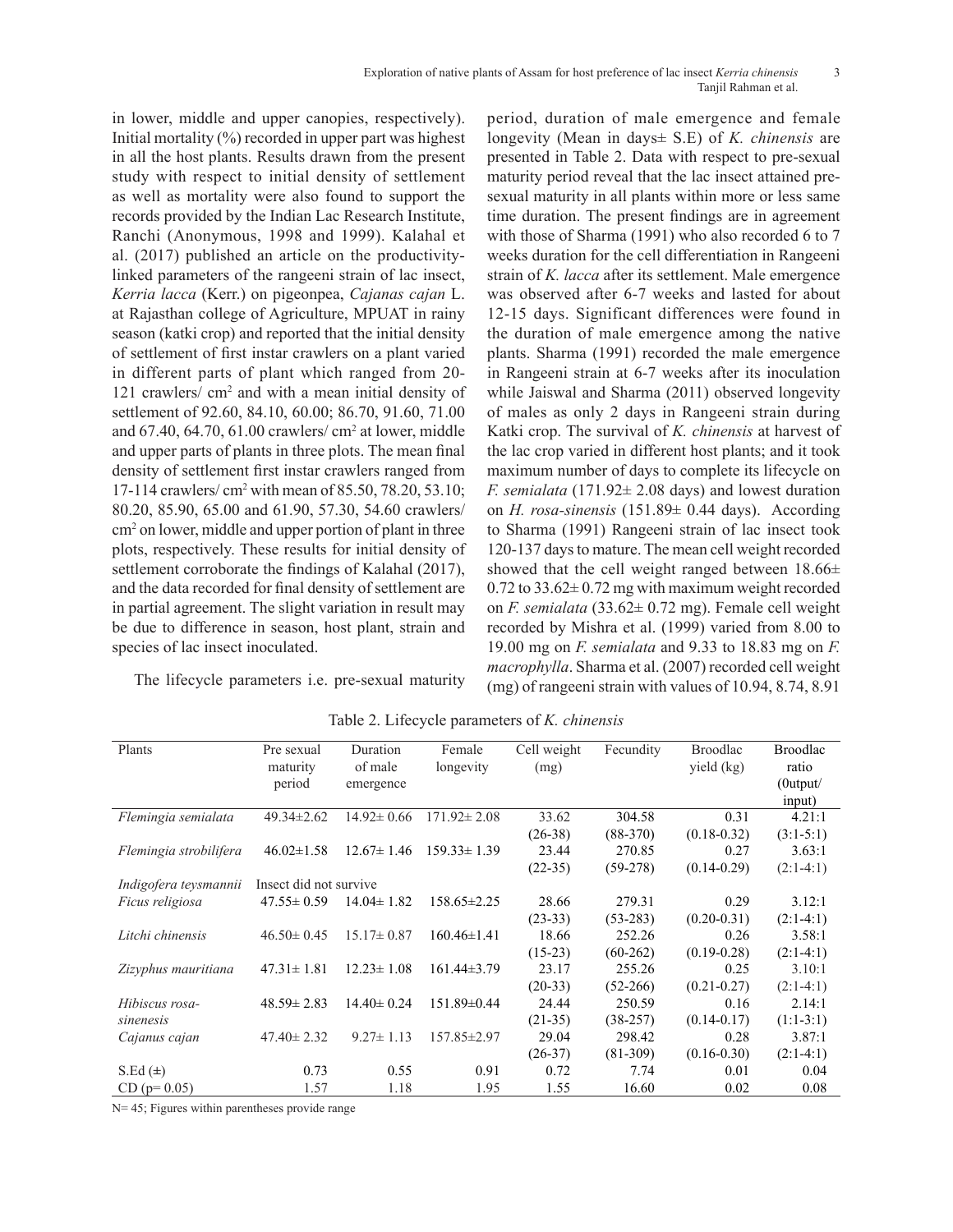in lower, middle and upper canopies, respectively). Initial mortality (%) recorded in upper part was highest in all the host plants. Results drawn from the present study with respect to initial density of settlement as well as mortality were also found to support the records provided by the Indian Lac Research Institute, Ranchi (Anonymous, 1998 and 1999). Kalahal et al. (2017) published an article on the productivity-linked parameters of the rangeeni strain of lac insect, *Kerria lacca* (Kerr.) on pigeonpea, *Cajanas cajan* L. at Rajasthan college of Agriculture, MPUAT in rainy season (katki crop) and reported that the initial density of settlement of first instar crawlers on a plant varied in different parts of plant which ranged from 20-121 crawlers/ cm$^2$ and with a mean initial density of settlement of 92.60, 84.10, 60.00; 86.70, 91.60, 71.00 and 67.40, 64.70, 61.00 crawlers/ cm$^2$ at lower, middle and upper parts of plants in three plots. The mean final density of settlement first instar crawlers ranged from 17-114 crawlers/ cm$^2$ with mean of 85.50, 78.20, 53.10; 80.20, 85.90, 65.00 and 61.90, 57.30, 54.60 crawlers/ cm$^2$ on lower, middle and upper portion of plant in three plots, respectively. These results for initial density of settlement corroborate the findings of Kalahal (2017), and the data recorded for final density of settlement are in partial agreement. The slight variation in result may be due to difference in season, host plant, strain and species of lac insect inoculated.

The lifecycle parameters i.e. pre-sexual maturity period, duration of male emergence and female longevity (Mean in days± S.E) of *K. chinensis* are presented in Table 2. Data with respect to pre-sexual maturity period reveal that the lac insect attained pre-sexual maturity in all plants within more or less same time duration. The present findings are in agreement with those of Sharma (1991) who also recorded 6 to 7 weeks duration for the cell differentiation in Rangeeni strain of *K. lacca* after its settlement. Male emergence was observed after 6-7 weeks and lasted for about 12-15 days. Significant differences were found in the duration of male emergence among the native plants. Sharma (1991) recorded the male emergence in Rangeeni strain at 6-7 weeks after its inoculation while Jaiswal and Sharma (2011) observed longevity of males as only 2 days in Rangeeni strain during Katki crop. The survival of *K. chinensis* at harvest of the lac crop varied in different host plants; and it took maximum number of days to complete its lifecycle on *F. semialata* (171.92± 2.08 days) and lowest duration on *H. rosa-sinensis* (151.89± 0.44 days). According to Sharma (1991) Rangeeni strain of lac insect took 120-137 days to mature. The mean cell weight recorded showed that the cell weight ranged between 18.66± 0.72 to 33.62± 0.72 mg with maximum weight recorded on *F. semialata* (33.62± 0.72 mg). Female cell weight recorded by Mishra et al. (1999) varied from 8.00 to 19.00 mg on *F. semialata* and 9.33 to 18.83 mg on *F. macrophylla*. Sharma et al. (2007) recorded cell weight (mg) of rangeeni strain with values of 10.94, 8.74, 8.91

Table 2. Lifecycle parameters of *K. chinensis*

| Plants | Pre sexual maturity period | Duration of male emergence | Female longevity | Cell weight (mg) | Fecundity | Broodlac yield (kg) | Broodlac ratio (0utput/ input) |
|---|---|---|---|---|---|---|---|
| *Flemingia semialata* | 49.34±2.62 | 14.92± 0.66 | 171.92± 2.08 | 33.62 (26-38) | 304.58 (88-370) | 0.31 (0.18-0.32) | 4.21:1 (3:1-5:1) |
| *Flemingia strobilifera* | 46.02±1.58 | 12.67± 1.46 | 159.33± 1.39 | 23.44 (22-35) | 270.85 (59-278) | 0.27 (0.14-0.29) | 3.63:1 (2:1-4:1) |
| *Indigofera teysmannii* | Insect did not survive | | | | | | |
| *Ficus religiosa* | 47.55± 0.59 | 14.04± 1.82 | 158.65±2.25 | 28.66 (23-33) | 279.31 (53-283) | 0.29 (0.20-0.31) | 3.12:1 (2:1-4:1) |
| *Litchi chinensis* | 46.50± 0.45 | 15.17± 0.87 | 160.46±1.41 | 18.66 (15-23) | 252.26 (60-262) | 0.26 (0.19-0.28) | 3.58:1 (2:1-4:1) |
| *Zizyphus mauritiana* | 47.31± 1.81 | 12.23± 1.08 | 161.44±3.79 | 23.17 (20-33) | 255.26 (52-266) | 0.25 (0.21-0.27) | 3.10:1 (2:1-4:1) |
| *Hibiscus rosa-sinenesis* | 48.59± 2.83 | 14.40± 0.24 | 151.89±0.44 | 24.44 (21-35) | 250.59 (38-257) | 0.16 (0.14-0.17) | 2.14:1 (1:1-3:1) |
| *Cajanus cajan* | 47.40± 2.32 | 9.27± 1.13 | 157.85±2.97 | 29.04 (26-37) | 298.42 (81-309) | 0.28 (0.16-0.30) | 3.87:1 (2:1-4:1) |
| S.Ed (±) | 0.73 | 0.55 | 0.91 | 0.72 | 7.74 | 0.01 | 0.04 |
| CD (p= 0.05) | 1.57 | 1.18 | 1.95 | 1.55 | 16.60 | 0.02 | 0.08 |

N= 45; Figures within parentheses provide range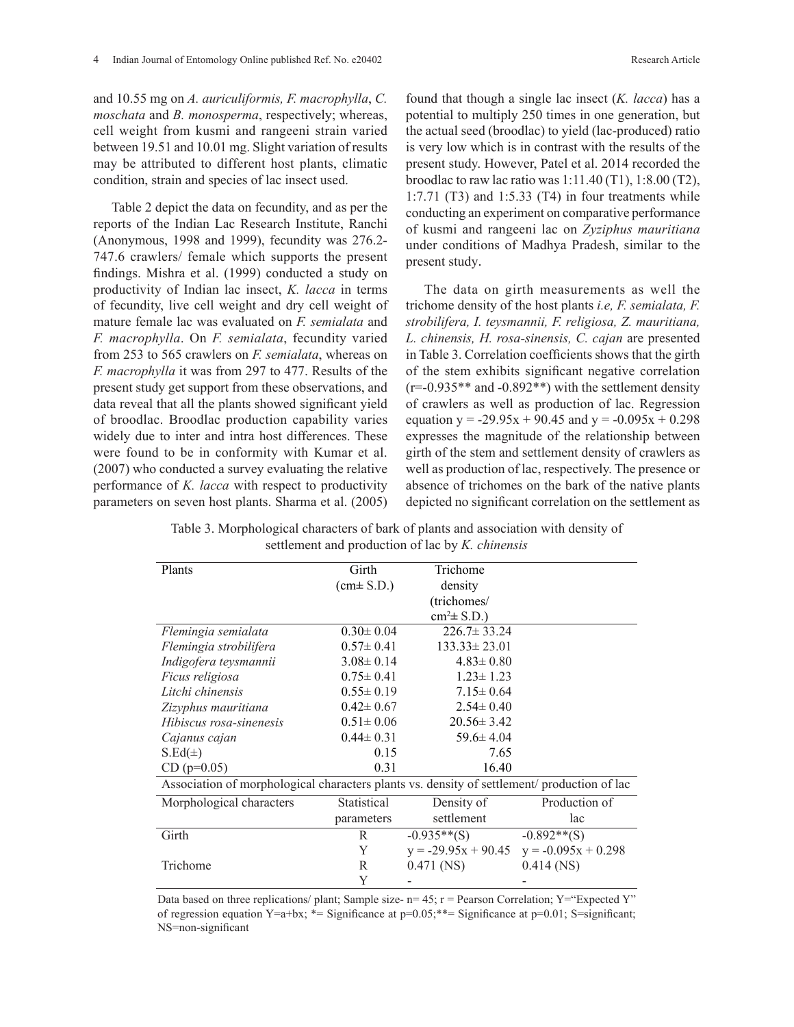and 10.55 mg on *A. auriculiformis, F. macrophylla*, *C. moschata* and *B. monosperma*, respectively; whereas, cell weight from kusmi and rangeeni strain varied between 19.51 and 10.01 mg. Slight variation of results may be attributed to different host plants, climatic condition, strain and species of lac insect used.

Table 2 depict the data on fecundity, and as per the reports of the Indian Lac Research Institute, Ranchi (Anonymous, 1998 and 1999), fecundity was 276.2-747.6 crawlers/ female which supports the present findings. Mishra et al. (1999) conducted a study on productivity of Indian lac insect, *K. lacca* in terms of fecundity, live cell weight and dry cell weight of mature female lac was evaluated on *F. semialata* and *F. macrophylla*. On *F. semialata*, fecundity varied from 253 to 565 crawlers on *F. semialata*, whereas on *F. macrophylla* it was from 297 to 477. Results of the present study get support from these observations, and data reveal that all the plants showed significant yield of broodlac. Broodlac production capability varies widely due to inter and intra host differences. These were found to be in conformity with Kumar et al. (2007) who conducted a survey evaluating the relative performance of *K. lacca* with respect to productivity parameters on seven host plants. Sharma et al. (2005) found that though a single lac insect (*K. lacca*) has a potential to multiply 250 times in one generation, but the actual seed (broodlac) to yield (lac-produced) ratio is very low which is in contrast with the results of the present study. However, Patel et al. 2014 recorded the broodlac to raw lac ratio was 1:11.40 (T1), 1:8.00 (T2), 1:7.71 (T3) and 1:5.33 (T4) in four treatments while conducting an experiment on comparative performance of kusmi and rangeeni lac on *Zyziphus mauritiana* under conditions of Madhya Pradesh, similar to the present study.

The data on girth measurements as well the trichome density of the host plants *i.e, F. semialata, F. strobilifera, I. teysmannii, F. religiosa, Z. mauritiana, L. chinensis, H. rosa-sinensis, C. cajan* are presented in Table 3. Correlation coefficients shows that the girth of the stem exhibits significant negative correlation (r=-0.935** and -0.892**) with the settlement density of crawlers as well as production of lac. Regression equation $y = -29.95x + 90.45$ and $y = -0.095x + 0.298$ expresses the magnitude of the relationship between girth of the stem and settlement density of crawlers as well as production of lac, respectively. The presence or absence of trichomes on the bark of the native plants depicted no significant correlation on the settlement as

Table 3. Morphological characters of bark of plants and association with density of settlement and production of lac by *K. chinensis*

| Plants | Girth (cm± S.D.) | Trichome density (trichomes/ $cm^2$± S.D.) | |
|---|---|---|---|
| *Flemingia semialata* | 0.30± 0.04 | 226.7± 33.24 | |
| *Flemingia strobilifera* | 0.57± 0.41 | 133.33± 23.01 | |
| *Indigofera teysmannii* | 3.08± 0.14 | 4.83± 0.80 | |
| *Ficus religiosa* | 0.75± 0.41 | 1.23± 1.23 | |
| *Litchi chinensis* | 0.55± 0.19 | 7.15± 0.64 | |
| *Zizyphus mauritiana* | 0.42± 0.67 | 2.54± 0.40 | |
| *Hibiscus rosa-sinenesis* | 0.51± 0.06 | 20.56± 3.42 | |
| *Cajanus cajan* | 0.44± 0.31 | 59.6± 4.04 | |
| S.Ed(±) | 0.15 | 7.65 | |
| CD (p=0.05) | 0.31 | 16.40 | |
| **Association of morphological characters plants vs. density of settlement/ production of lac** | | | |
| Morphological characters | Statistical parameters | Density of settlement | Production of lac |
| Girth | R | -0.935**(S) | -0.892**(S) |
| | Y | $y = -29.95x + 90.45$ | $y = -0.095x + 0.298$ |
| Trichome | R | 0.471 (NS) | 0.414 (NS) |
| | Y | - | - |

Data based on three replications/ plant; Sample size- n= 45; r = Pearson Correlation; Y="Expected Y" of regression equation Y=a+bx; *= Significance at p=0.05;**= Significance at p=0.01; S=significant; NS=non-significant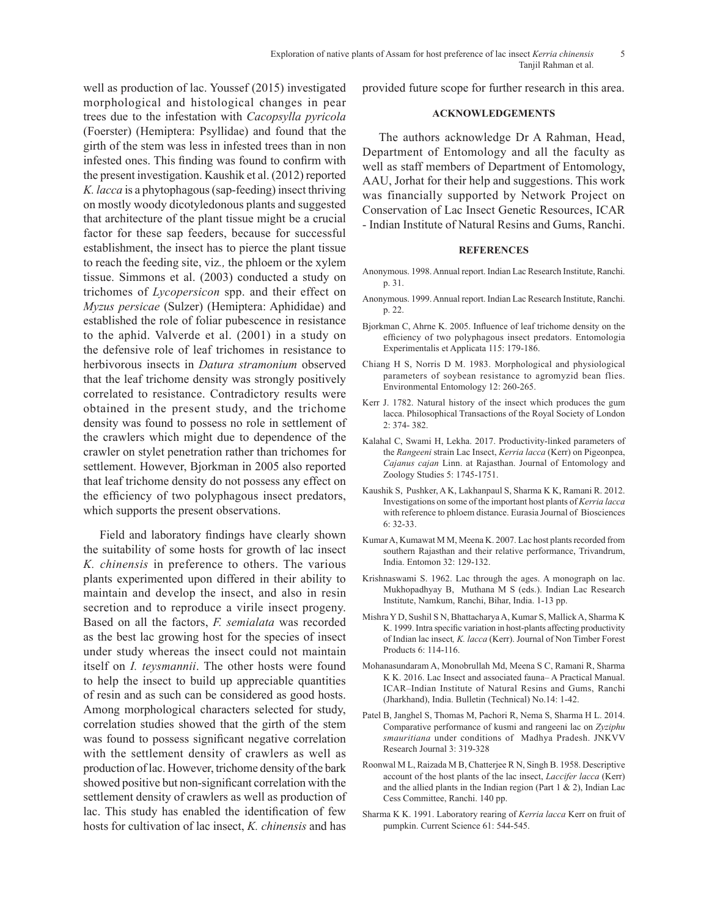well as production of lac. Youssef (2015) investigated morphological and histological changes in pear trees due to the infestation with *Cacopsylla pyricola* (Foerster) (Hemiptera: Psyllidae) and found that the girth of the stem was less in infested trees than in non infested ones. This finding was found to confirm with the present investigation. Kaushik et al. (2012) reported *K. lacca* is a phytophagous (sap-feeding) insect thriving on mostly woody dicotyledonous plants and suggested that architecture of the plant tissue might be a crucial factor for these sap feeders, because for successful establishment, the insect has to pierce the plant tissue to reach the feeding site, viz*.,* the phloem or the xylem tissue. Simmons et al. (2003) conducted a study on trichomes of *Lycopersicon* spp. and their effect on *Myzus persicae* (Sulzer) (Hemiptera: Aphididae) and established the role of foliar pubescence in resistance to the aphid. Valverde et al. (2001) in a study on the defensive role of leaf trichomes in resistance to herbivorous insects in *Datura stramonium* observed that the leaf trichome density was strongly positively correlated to resistance. Contradictory results were obtained in the present study, and the trichome density was found to possess no role in settlement of the crawlers which might due to dependence of the crawler on stylet penetration rather than trichomes for settlement. However, Bjorkman in 2005 also reported that leaf trichome density do not possess any effect on the efficiency of two polyphagous insect predators, which supports the present observations.

Field and laboratory findings have clearly shown the suitability of some hosts for growth of lac insect *K. chinensis* in preference to others. The various plants experimented upon differed in their ability to maintain and develop the insect, and also in resin secretion and to reproduce a virile insect progeny. Based on all the factors, *F. semialata* was recorded as the best lac growing host for the species of insect under study whereas the insect could not maintain itself on *I. teysmannii*. The other hosts were found to help the insect to build up appreciable quantities of resin and as such can be considered as good hosts. Among morphological characters selected for study, correlation studies showed that the girth of the stem was found to possess significant negative correlation with the settlement density of crawlers as well as production of lac. However, trichome density of the bark showed positive but non-significant correlation with the settlement density of crawlers as well as production of lac. This study has enabled the identification of few hosts for cultivation of lac insect, *K. chinensis* and has provided future scope for further research in this area.

## ACKNOWLEDGEMENTS

The authors acknowledge Dr A Rahman, Head, Department of Entomology and all the faculty as well as staff members of Department of Entomology, AAU, Jorhat for their help and suggestions. This work was financially supported by Network Project on Conservation of Lac Insect Genetic Resources, ICAR - Indian Institute of Natural Resins and Gums, Ranchi.

## REFERENCES

Anonymous. 1998. Annual report. Indian Lac Research Institute, Ranchi. p. 31.

Anonymous. 1999. Annual report. Indian Lac Research Institute, Ranchi. p. 22.

Bjorkman C, Ahrne K. 2005. Influence of leaf trichome density on the efficiency of two polyphagous insect predators. Entomologia Experimentalis et Applicata 115: 179-186.

Chiang H S, Norris D M. 1983. Morphological and physiological parameters of soybean resistance to agromyzid bean flies. Environmental Entomology 12: 260-265.

Kerr J. 1782. Natural history of the insect which produces the gum lacca. Philosophical Transactions of the Royal Society of London 2: 374- 382.

Kalahal C, Swami H, Lekha. 2017. Productivity-linked parameters of the *Rangeeni* strain Lac Insect, *Kerria lacca* (Kerr) on Pigeonpea, *Cajanus cajan* Linn. at Rajasthan. Journal of Entomology and Zoology Studies 5: 1745-1751.

Kaushik S, Pushker, A K, Lakhanpaul S, Sharma K K, Ramani R. 2012. Investigations on some of the important host plants of *Kerria lacca* with reference to phloem distance. Eurasia Journal of Biosciences 6: 32-33.

Kumar A, Kumawat M M, Meena K. 2007. Lac host plants recorded from southern Rajasthan and their relative performance, Trivandrum, India. Entomon 32: 129-132.

Krishnaswami S. 1962. Lac through the ages. A monograph on lac. Mukhopadhyay B, Muthana M S (eds.). Indian Lac Research Institute, Namkum, Ranchi, Bihar, India. 1-13 pp.

Mishra Y D, Sushil S N, Bhattacharya A, Kumar S, Mallick A, Sharma K K. 1999. Intra specific variation in host-plants affecting productivity of Indian lac insect*, K. lacca* (Kerr). Journal of Non Timber Forest Products 6: 114-116.

Mohanasundaram A, Monobrullah Md, Meena S C, Ramani R, Sharma K K. 2016. Lac Insect and associated fauna– A Practical Manual. ICAR–Indian Institute of Natural Resins and Gums, Ranchi (Jharkhand), India. Bulletin (Technical) No.14: 1-42.

Patel B, Janghel S, Thomas M, Pachori R, Nema S, Sharma H L. 2014. Comparative performance of kusmi and rangeeni lac on *Zyziphu smauritiana* under conditions of Madhya Pradesh. JNKVV Research Journal 3: 319-328

Roonwal M L, Raizada M B, Chatterjee R N, Singh B. 1958. Descriptive account of the host plants of the lac insect, *Laccifer lacca* (Kerr) and the allied plants in the Indian region (Part 1 & 2), Indian Lac Cess Committee, Ranchi. 140 pp.

Sharma K K. 1991. Laboratory rearing of *Kerria lacca* Kerr on fruit of pumpkin. Current Science 61: 544-545.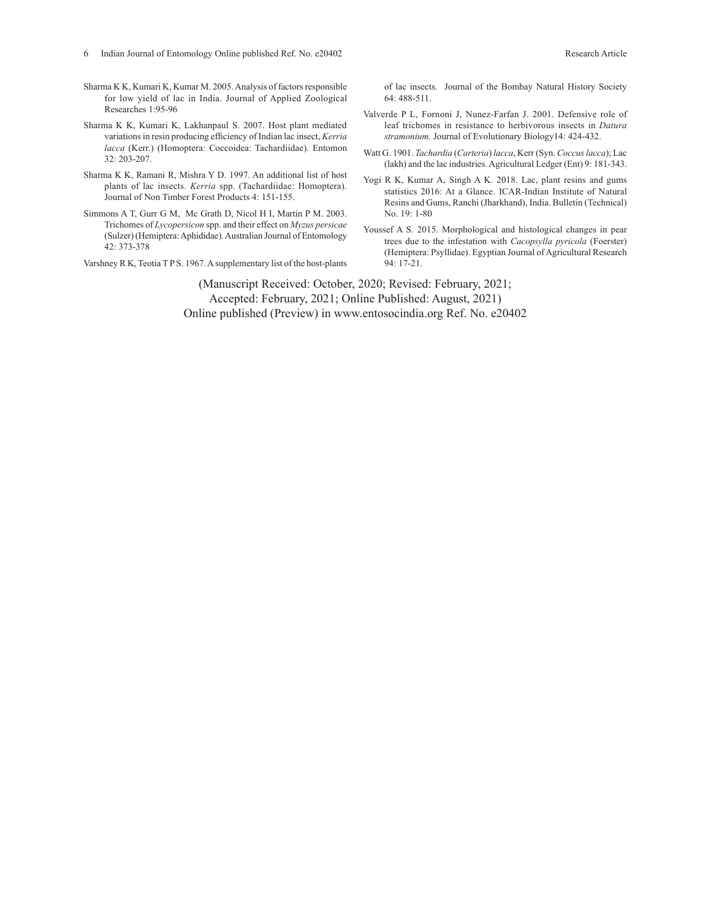Sharma K K, Kumari K, Kumar M. 2005. Analysis of factors responsible for low yield of lac in India. Journal of Applied Zoological Researches 1:95-96

Sharma K K, Kumari K, Lakhanpaul S. 2007. Host plant mediated variations in resin producing efficiency of Indian lac insect, *Kerria lacca* (Kerr.) (Homoptera: Coccoidea: Tachardiidae). Entomon 32: 203-207.

Sharma K K, Ramani R, Mishra Y D. 1997. An additional list of host plants of lac insects. *Kerria* spp. (Tachardiidae: Homoptera). Journal of Non Timber Forest Products 4: 151-155.

Simmons A T, Gurr G M, Mc Grath D, Nicol H I, Martin P M. 2003. Trichomes of *Lycopersicon* spp. and their effect on *Myzus persicae* (Sulzer) (Hemiptera: Aphididae). Australian Journal of Entomology 42: 373-378

Varshney R K, Teotia T P S. 1967. A supplementary list of the host-plants of lac insects. Journal of the Bombay Natural History Society 64: 488-511.

Valverde P L, Fornoni J, Nunez-Farfan J. 2001. Defensive role of leaf trichomes in resistance to herbivorous insects in *Datura stramonium.* Journal of Evolutionary Biology14: 424-432.

Watt G. 1901. *Tachardia* (*Carteria*) *lacca*, Kerr (Syn. *Coccus lacca*); Lac (lakh) and the lac industries. Agricultural Ledger (Ent) 9: 181-343.

Yogi R K, Kumar A, Singh A K. 2018. Lac, plant resins and gums statistics 2016: At a Glance. ICAR-Indian Institute of Natural Resins and Gums, Ranchi (Jharkhand), India. Bulletin (Technical) No. 19: 1-80

Youssef A S. 2015. Morphological and histological changes in pear trees due to the infestation with *Cacopsylla pyricola* (Foerster) (Hemiptera: Psyllidae). Egyptian Journal of Agricultural Research 94: 17-21.

(Manuscript Received: October, 2020; Revised: February, 2021; Accepted: February, 2021; Online Published: August, 2021)
Online published (Preview) in www.entosocindia.org Ref. No. e20402